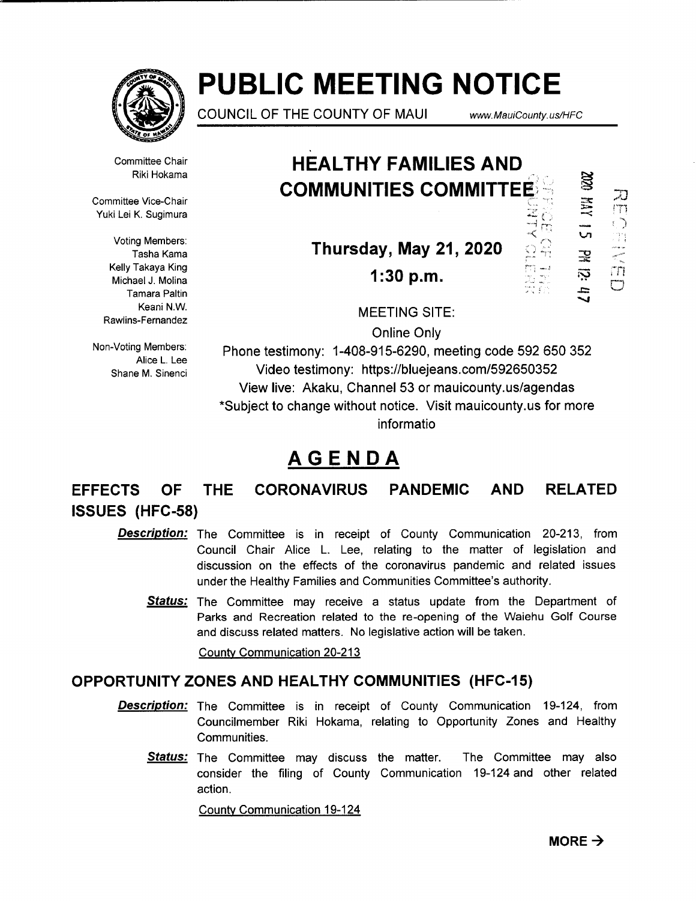# PUBLIC MEETING NOTICE

COUNCIL OF THE COUNTY OF MAUI www.MauiCounty.us/HFC

Committee Chair
Riki Hokama

Committee Vice-Chair
Yuki Lei K. Sugimura

Voting Members:
Tasha Kama
Kelly Takaya King
Michael J. Molina
Tamara Paltin
Keani N.W. Rawlins-Fernandez

Non-Voting Members:
Alice L. Lee
Shane M. Sinenci

## HEALTHY FAMILIES AND COMMUNITIES COMMITTEE

2020 MAY 15 PM 12: 47

RECEIVED

OFFICE OF THE COUNTY CLERK

**Thursday, May 21, 2020**

**1:30 p.m.**

MEETING SITE:

Online Only

Phone testimony: 1-408-915-6290, meeting code 592 650 352

Video testimony: https://bluejeans.com/592650352

View live: Akaku, Channel 53 or mauicounty.us/agendas

*Subject to change without notice. Visit mauicounty.us for more informatio

# AGENDA

## EFFECTS OF THE CORONAVIRUS PANDEMIC AND RELATED ISSUES (HFC-58)

***Description:*** The Committee is in receipt of County Communication 20-213, from Council Chair Alice L. Lee, relating to the matter of legislation and discussion on the effects of the coronavirus pandemic and related issues under the Healthy Families and Communities Committee's authority.

***Status:*** The Committee may receive a status update from the Department of Parks and Recreation related to the re-opening of the Waiehu Golf Course and discuss related matters. No legislative action will be taken.

County Communication 20-213

## OPPORTUNITY ZONES AND HEALTHY COMMUNITIES (HFC-15)

***Description:*** The Committee is in receipt of County Communication 19-124, from Councilmember Riki Hokama, relating to Opportunity Zones and Healthy Communities.

***Status:*** The Committee may discuss the matter. The Committee may also consider the filing of County Communication 19-124 and other related action.

County Communication 19-124

**MORE →**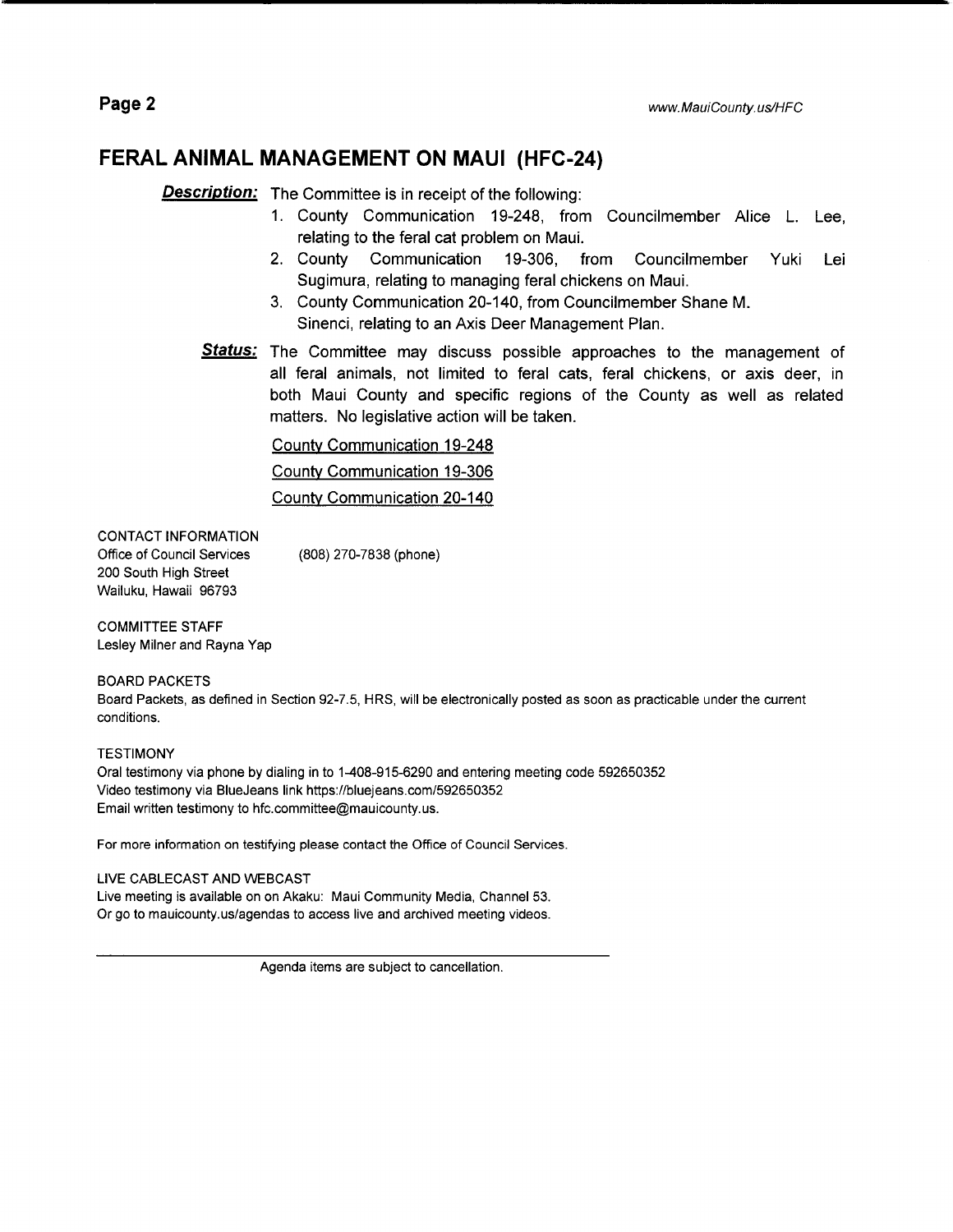## FERAL ANIMAL MANAGEMENT ON MAUI (HFC-24)

***Description:*** The Committee is in receipt of the following:

1. County Communication 19-248, from Councilmember Alice L. Lee, relating to the feral cat problem on Maui.
2. County Communication 19-306, from Councilmember Yuki Lei Sugimura, relating to managing feral chickens on Maui.
3. County Communication 20-140, from Councilmember Shane M. Sinenci, relating to an Axis Deer Management Plan.

***Status:*** The Committee may discuss possible approaches to the management of all feral animals, not limited to feral cats, feral chickens, or axis deer, in both Maui County and specific regions of the County as well as related matters. No legislative action will be taken.

County Communication 19-248

County Communication 19-306

County Communication 20-140

CONTACT INFORMATION
Office of Council Services (808) 270-7838 (phone)
200 South High Street
Wailuku, Hawaii 96793

COMMITTEE STAFF
Lesley Milner and Rayna Yap

BOARD PACKETS
Board Packets, as defined in Section 92-7.5, HRS, will be electronically posted as soon as practicable under the current conditions.

TESTIMONY
Oral testimony via phone by dialing in to 1-408-915-6290 and entering meeting code 592650352
Video testimony via BlueJeans link https://bluejeans.com/592650352
Email written testimony to hfc.committee@mauicounty.us.

For more information on testifying please contact the Office of Council Services.

LIVE CABLECAST AND WEBCAST
Live meeting is available on on Akaku: Maui Community Media, Channel 53.
Or go to mauicounty.us/agendas to access live and archived meeting videos.

---

Agenda items are subject to cancellation.